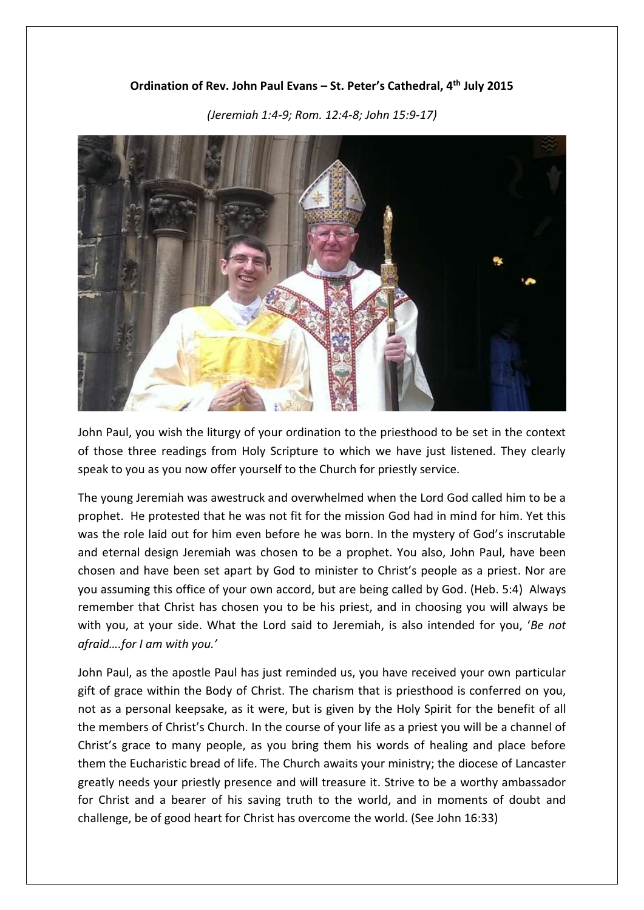**Ordination of Rev. John Paul Evans – St. Peter's Cathedral, 4th July 2015**

*(Jeremiah 1:4-9; Rom. 12:4-8; John 15:9-17)*

John Paul, you wish the liturgy of your ordination to the priesthood to be set in the context of those three readings from Holy Scripture to which we have just listened. They clearly speak to you as you now offer yourself to the Church for priestly service.

The young Jeremiah was awestruck and overwhelmed when the Lord God called him to be a prophet. He protested that he was not fit for the mission God had in mind for him. Yet this was the role laid out for him even before he was born. In the mystery of God's inscrutable and eternal design Jeremiah was chosen to be a prophet. You also, John Paul, have been chosen and have been set apart by God to minister to Christ's people as a priest. Nor are you assuming this office of your own accord, but are being called by God. (Heb. 5:4) Always remember that Christ has chosen you to be his priest, and in choosing you will always be with you, at your side. What the Lord said to Jeremiah, is also intended for you, '*Be not afraid….for I am with you.'*

John Paul, as the apostle Paul has just reminded us, you have received your own particular gift of grace within the Body of Christ. The charism that is priesthood is conferred on you, not as a personal keepsake, as it were, but is given by the Holy Spirit for the benefit of all the members of Christ's Church. In the course of your life as a priest you will be a channel of Christ's grace to many people, as you bring them his words of healing and place before them the Eucharistic bread of life. The Church awaits your ministry; the diocese of Lancaster greatly needs your priestly presence and will treasure it. Strive to be a worthy ambassador for Christ and a bearer of his saving truth to the world, and in moments of doubt and challenge, be of good heart for Christ has overcome the world. (See John 16:33)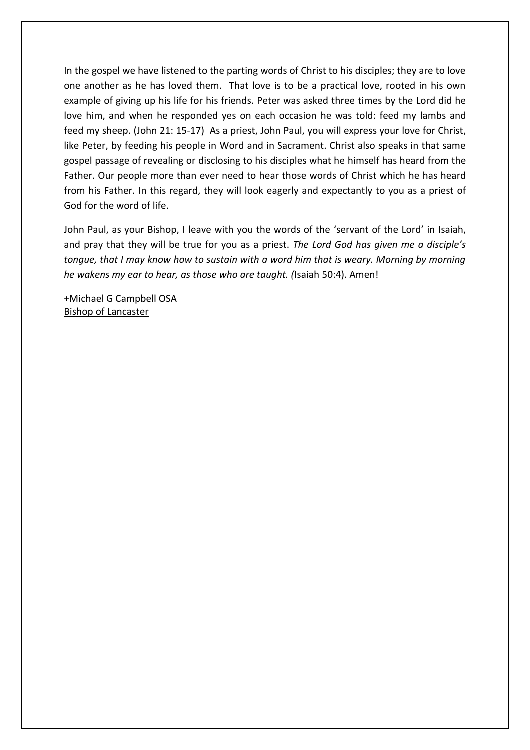In the gospel we have listened to the parting words of Christ to his disciples; they are to love one another as he has loved them. That love is to be a practical love, rooted in his own example of giving up his life for his friends. Peter was asked three times by the Lord did he love him, and when he responded yes on each occasion he was told: feed my lambs and feed my sheep. (John 21: 15-17) As a priest, John Paul, you will express your love for Christ, like Peter, by feeding his people in Word and in Sacrament. Christ also speaks in that same gospel passage of revealing or disclosing to his disciples what he himself has heard from the Father. Our people more than ever need to hear those words of Christ which he has heard from his Father. In this regard, they will look eagerly and expectantly to you as a priest of God for the word of life.

John Paul, as your Bishop, I leave with you the words of the 'servant of the Lord' in Isaiah, and pray that they will be true for you as a priest. *The Lord God has given me a disciple's tongue, that I may know how to sustain with a word him that is weary. Morning by morning he wakens my ear to hear, as those who are taught. (*Isaiah 50:4). Amen!

+Michael G Campbell OSA
Bishop of Lancaster